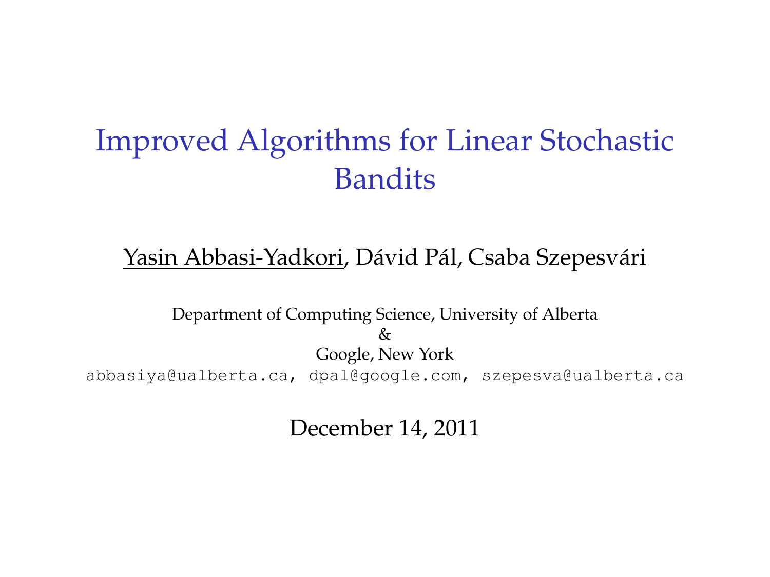# Improved Algorithms for Linear Stochastic Bandits

Yasin Abbasi-Yadkori, Dávid Pál, Csaba Szepesvári

Department of Computing Science, University of Alberta
&
Google, New York

abbasiya@ualberta.ca, dpal@google.com, szepesva@ualberta.ca

December 14, 2011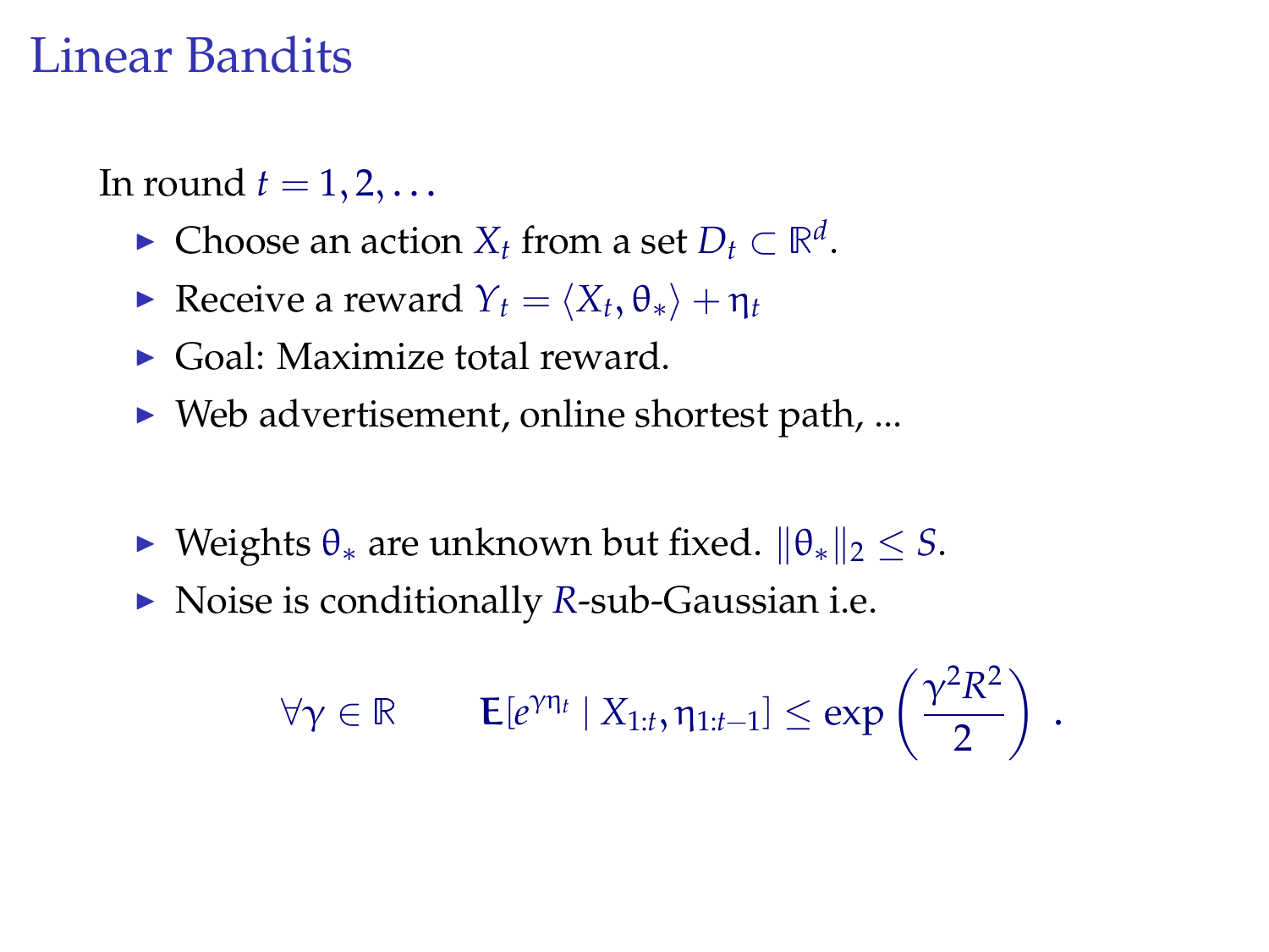# Linear Bandits

In round $t = 1, 2, \ldots$

- Choose an action $X_t$ from a set $D_t \subset \mathbb{R}^d$.
- Receive a reward $Y_t = \langle X_t, \theta_* \rangle + \eta_t$
- Goal: Maximize total reward.
- Web advertisement, online shortest path, ...

- Weights $\theta_*$ are unknown but fixed. $\|\theta_*\|_2 \leq S$.
- Noise is conditionally $R$-sub-Gaussian i.e.

$$\forall \gamma \in \mathbb{R} \qquad \mathbf{E}[e^{\gamma \eta_t} \mid X_{1:t}, \eta_{1:t-1}] \leq \exp\left(\frac{\gamma^2 R^2}{2}\right) \,.$$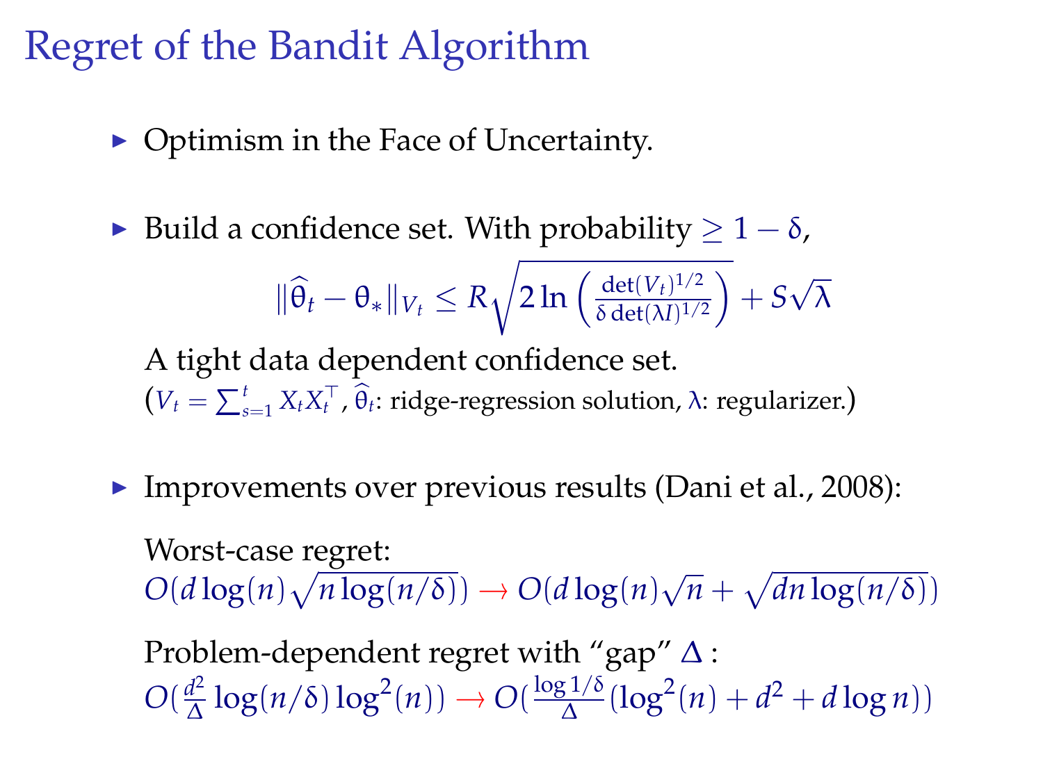# Regret of the Bandit Algorithm

- Optimism in the Face of Uncertainty.

- Build a confidence set. With probability $\geq 1 - \delta$,

$$\|\widehat{\theta}_t - \theta_*\|_{V_t} \leq R\sqrt{2\ln\left(\frac{\det(V_t)^{1/2}}{\delta\det(\lambda I)^{1/2}}\right)} + S\sqrt{\lambda}$$

  A tight data dependent confidence set.
  ($V_t = \sum_{s=1}^{t} X_t X_t^\top$, $\widehat{\theta}_t$: ridge-regression solution, $\lambda$: regularizer.)

- Improvements over previous results (Dani et al., 2008):

  Worst-case regret:
  $O(d\log(n)\sqrt{n\log(n/\delta)}) \rightarrow O(d\log(n)\sqrt{n} + \sqrt{dn\log(n/\delta)})$

  Problem-dependent regret with "gap" $\Delta$ :
  $O(\frac{d^2}{\Delta}\log(n/\delta)\log^2(n)) \rightarrow O(\frac{\log 1/\delta}{\Delta}(\log^2(n) + d^2 + d\log n))$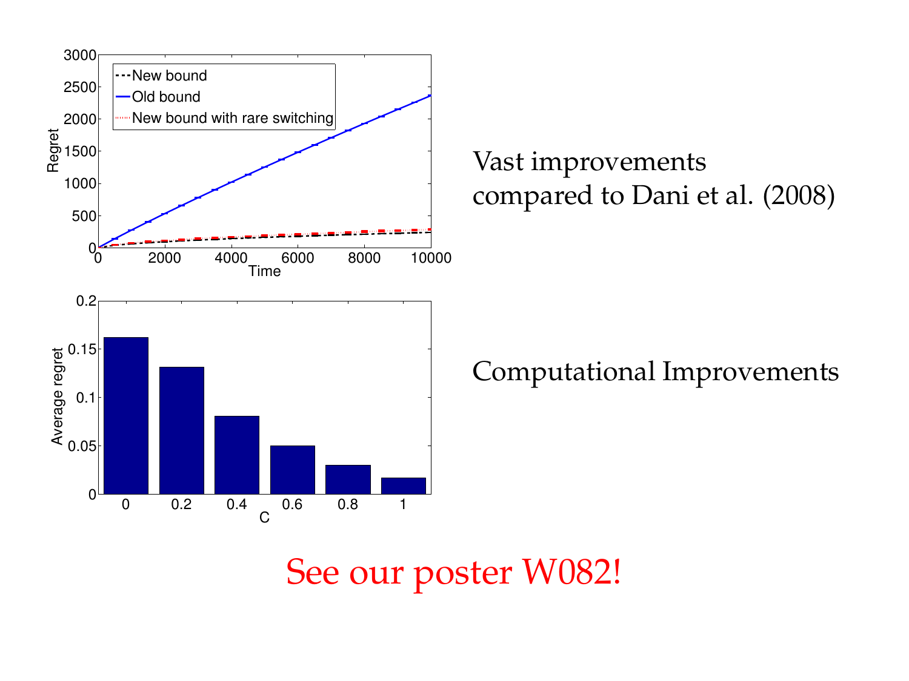3000
2500
2000
1500
1000
500
0
Regret
0
2000
4000
6000
8000
10000
Time

New bound
Old bound
New bound with rare switching

Vast improvements compared to Dani et al. (2008)

0.2
0.15
0.1
0.05
0
Average regret
0
0.2
0.4
0.6
0.8
1
C

Computational Improvements

See our poster W082!